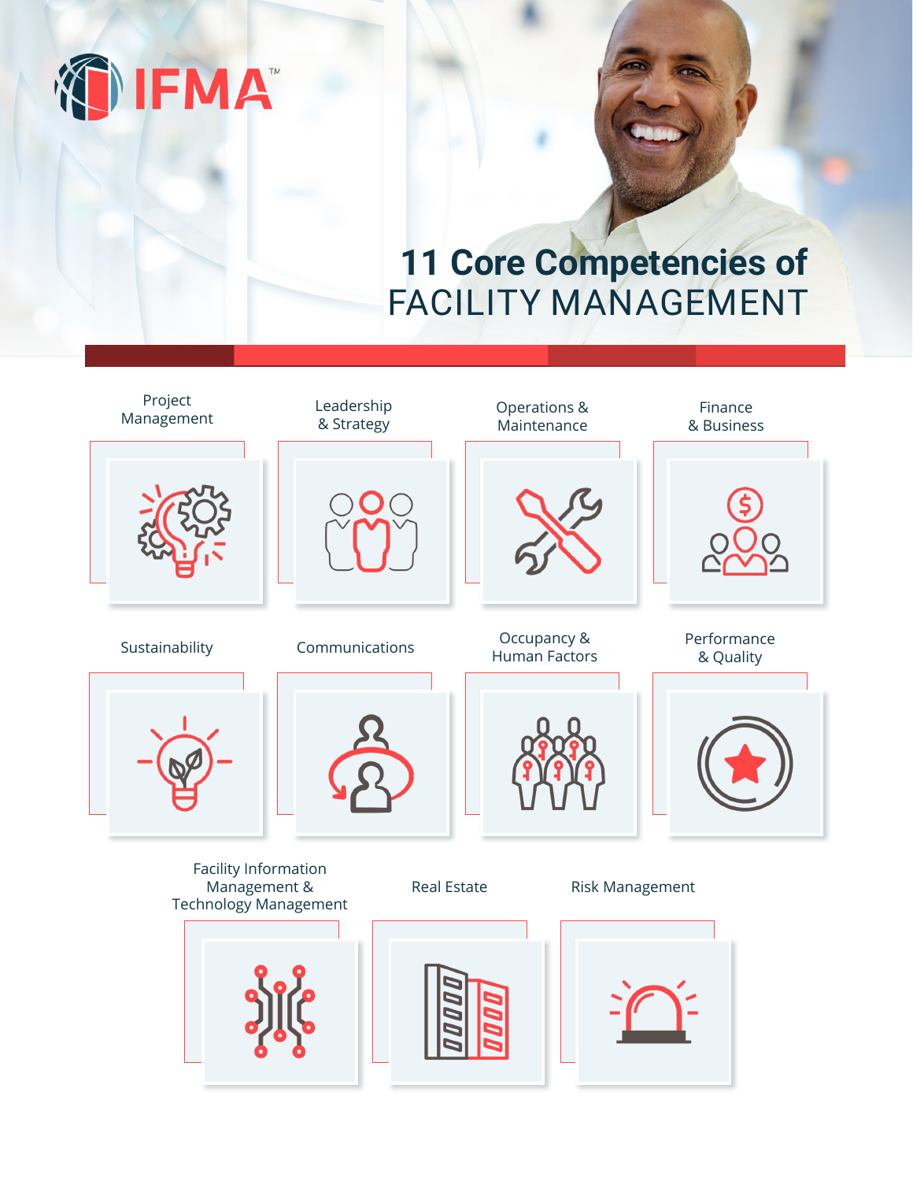IFMA™

# 11 Core Competencies of FACILITY MANAGEMENT

- Project Management
- Leadership & Strategy
- Operations & Maintenance
- Finance & Business
- Sustainability
- Communications
- Occupancy & Human Factors
- Performance & Quality
- Facility Information Management & Technology Management
- Real Estate
- Risk Management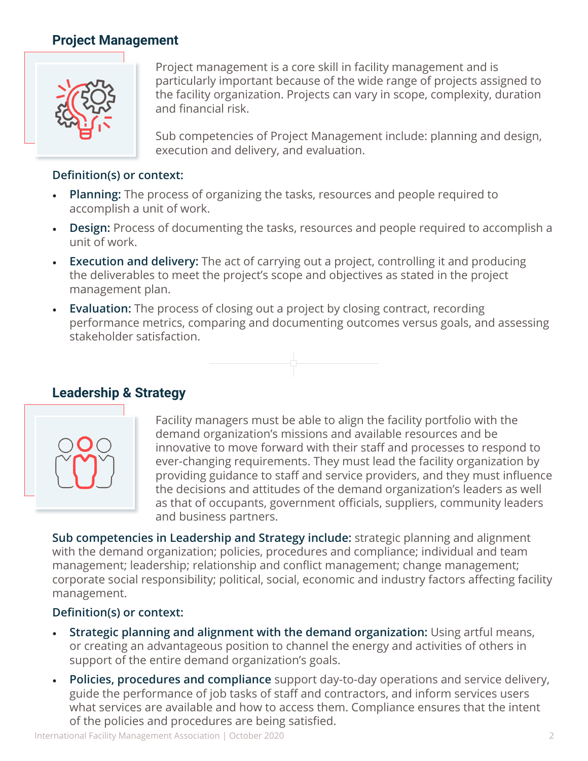## Project Management

Project management is a core skill in facility management and is particularly important because of the wide range of projects assigned to the facility organization. Projects can vary in scope, complexity, duration and financial risk.

Sub competencies of Project Management include: planning and design, execution and delivery, and evaluation.

### Definition(s) or context:

- **Planning:** The process of organizing the tasks, resources and people required to accomplish a unit of work.
- **Design:** Process of documenting the tasks, resources and people required to accomplish a unit of work.
- **Execution and delivery:** The act of carrying out a project, controlling it and producing the deliverables to meet the project's scope and objectives as stated in the project management plan.
- **Evaluation:** The process of closing out a project by closing contract, recording performance metrics, comparing and documenting outcomes versus goals, and assessing stakeholder satisfaction.

## Leadership & Strategy

Facility managers must be able to align the facility portfolio with the demand organization's missions and available resources and be innovative to move forward with their staff and processes to respond to ever-changing requirements. They must lead the facility organization by providing guidance to staff and service providers, and they must influence the decisions and attitudes of the demand organization's leaders as well as that of occupants, government officials, suppliers, community leaders and business partners.

**Sub competencies in Leadership and Strategy include:** strategic planning and alignment with the demand organization; policies, procedures and compliance; individual and team management; leadership; relationship and conflict management; change management; corporate social responsibility; political, social, economic and industry factors affecting facility management.

### Definition(s) or context:

- **Strategic planning and alignment with the demand organization:** Using artful means, or creating an advantageous position to channel the energy and activities of others in support of the entire demand organization's goals.
- **Policies, procedures and compliance** support day-to-day operations and service delivery, guide the performance of job tasks of staff and contractors, and inform services users what services are available and how to access them. Compliance ensures that the intent of the policies and procedures are being satisfied.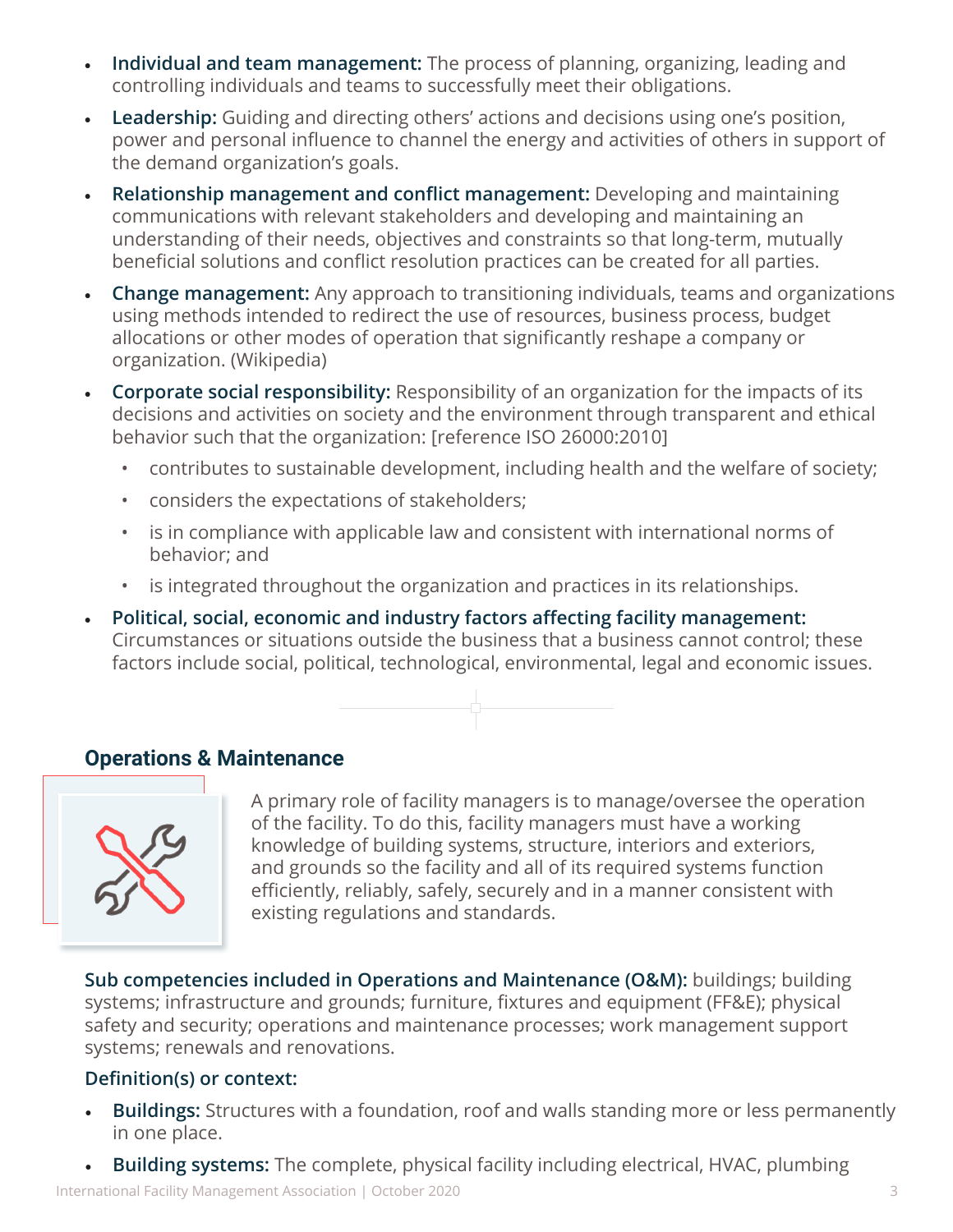- **Individual and team management:** The process of planning, organizing, leading and controlling individuals and teams to successfully meet their obligations.
- **Leadership:** Guiding and directing others' actions and decisions using one's position, power and personal influence to channel the energy and activities of others in support of the demand organization's goals.
- **Relationship management and conflict management:** Developing and maintaining communications with relevant stakeholders and developing and maintaining an understanding of their needs, objectives and constraints so that long-term, mutually beneficial solutions and conflict resolution practices can be created for all parties.
- **Change management:** Any approach to transitioning individuals, teams and organizations using methods intended to redirect the use of resources, business process, budget allocations or other modes of operation that significantly reshape a company or organization. (Wikipedia)
- **Corporate social responsibility:** Responsibility of an organization for the impacts of its decisions and activities on society and the environment through transparent and ethical behavior such that the organization: [reference ISO 26000:2010]
  - contributes to sustainable development, including health and the welfare of society;
  - considers the expectations of stakeholders;
  - is in compliance with applicable law and consistent with international norms of behavior; and
  - is integrated throughout the organization and practices in its relationships.
- **Political, social, economic and industry factors affecting facility management:** Circumstances or situations outside the business that a business cannot control; these factors include social, political, technological, environmental, legal and economic issues.

## Operations & Maintenance

A primary role of facility managers is to manage/oversee the operation of the facility. To do this, facility managers must have a working knowledge of building systems, structure, interiors and exteriors, and grounds so the facility and all of its required systems function efficiently, reliably, safely, securely and in a manner consistent with existing regulations and standards.

**Sub competencies included in Operations and Maintenance (O&M):** buildings; building systems; infrastructure and grounds; furniture, fixtures and equipment (FF&E); physical safety and security; operations and maintenance processes; work management support systems; renewals and renovations.

**Definition(s) or context:**

- **Buildings:** Structures with a foundation, roof and walls standing more or less permanently in one place.
- **Building systems:** The complete, physical facility including electrical, HVAC, plumbing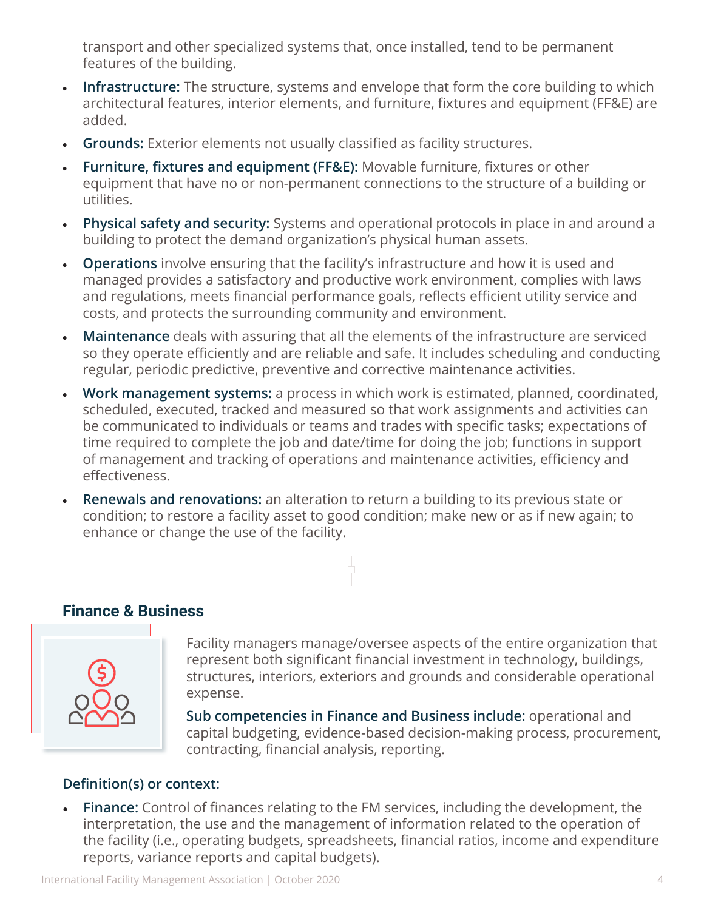transport and other specialized systems that, once installed, tend to be permanent features of the building.

- **Infrastructure:** The structure, systems and envelope that form the core building to which architectural features, interior elements, and furniture, fixtures and equipment (FF&E) are added.
- **Grounds:** Exterior elements not usually classified as facility structures.
- **Furniture, fixtures and equipment (FF&E):** Movable furniture, fixtures or other equipment that have no or non-permanent connections to the structure of a building or utilities.
- **Physical safety and security:** Systems and operational protocols in place in and around a building to protect the demand organization's physical human assets.
- **Operations** involve ensuring that the facility's infrastructure and how it is used and managed provides a satisfactory and productive work environment, complies with laws and regulations, meets financial performance goals, reflects efficient utility service and costs, and protects the surrounding community and environment.
- **Maintenance** deals with assuring that all the elements of the infrastructure are serviced so they operate efficiently and are reliable and safe. It includes scheduling and conducting regular, periodic predictive, preventive and corrective maintenance activities.
- **Work management systems:** a process in which work is estimated, planned, coordinated, scheduled, executed, tracked and measured so that work assignments and activities can be communicated to individuals or teams and trades with specific tasks; expectations of time required to complete the job and date/time for doing the job; functions in support of management and tracking of operations and maintenance activities, efficiency and effectiveness.
- **Renewals and renovations:** an alteration to return a building to its previous state or condition; to restore a facility asset to good condition; make new or as if new again; to enhance or change the use of the facility.

## Finance & Business

Facility managers manage/oversee aspects of the entire organization that represent both significant financial investment in technology, buildings, structures, interiors, exteriors and grounds and considerable operational expense.

**Sub competencies in Finance and Business include:** operational and capital budgeting, evidence-based decision-making process, procurement, contracting, financial analysis, reporting.

### Definition(s) or context:

- **Finance:** Control of finances relating to the FM services, including the development, the interpretation, the use and the management of information related to the operation of the facility (i.e., operating budgets, spreadsheets, financial ratios, income and expenditure reports, variance reports and capital budgets).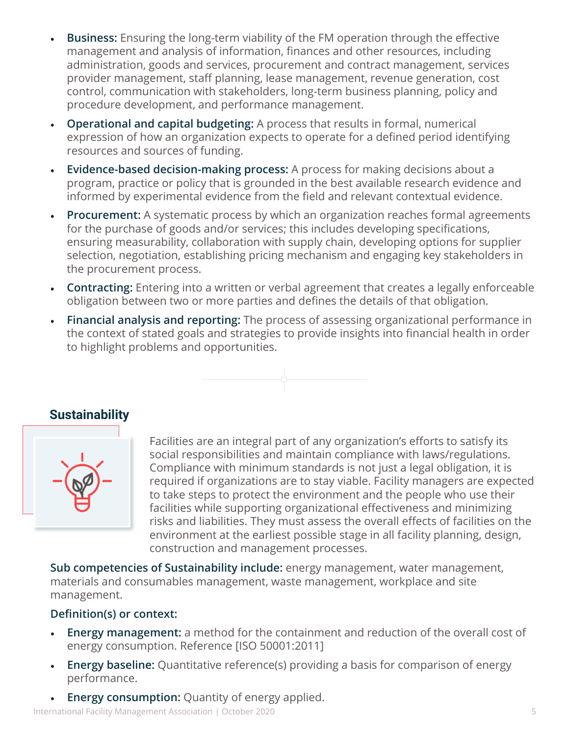- **Business:** Ensuring the long-term viability of the FM operation through the effective management and analysis of information, finances and other resources, including administration, goods and services, procurement and contract management, services provider management, staff planning, lease management, revenue generation, cost control, communication with stakeholders, long-term business planning, policy and procedure development, and performance management.
- **Operational and capital budgeting:** A process that results in formal, numerical expression of how an organization expects to operate for a defined period identifying resources and sources of funding.
- **Evidence-based decision-making process:** A process for making decisions about a program, practice or policy that is grounded in the best available research evidence and informed by experimental evidence from the field and relevant contextual evidence.
- **Procurement:** A systematic process by which an organization reaches formal agreements for the purchase of goods and/or services; this includes developing specifications, ensuring measurability, collaboration with supply chain, developing options for supplier selection, negotiation, establishing pricing mechanism and engaging key stakeholders in the procurement process.
- **Contracting:** Entering into a written or verbal agreement that creates a legally enforceable obligation between two or more parties and defines the details of that obligation.
- **Financial analysis and reporting:** The process of assessing organizational performance in the context of stated goals and strategies to provide insights into financial health in order to highlight problems and opportunities.

## Sustainability

Facilities are an integral part of any organization's efforts to satisfy its social responsibilities and maintain compliance with laws/regulations. Compliance with minimum standards is not just a legal obligation, it is required if organizations are to stay viable. Facility managers are expected to take steps to protect the environment and the people who use their facilities while supporting organizational effectiveness and minimizing risks and liabilities. They must assess the overall effects of facilities on the environment at the earliest possible stage in all facility planning, design, construction and management processes.

**Sub competencies of Sustainability include:** energy management, water management, materials and consumables management, waste management, workplace and site management.

**Definition(s) or context:**

- **Energy management:** a method for the containment and reduction of the overall cost of energy consumption. Reference [ISO 50001:2011]
- **Energy baseline:** Quantitative reference(s) providing a basis for comparison of energy performance.
- **Energy consumption:** Quantity of energy applied.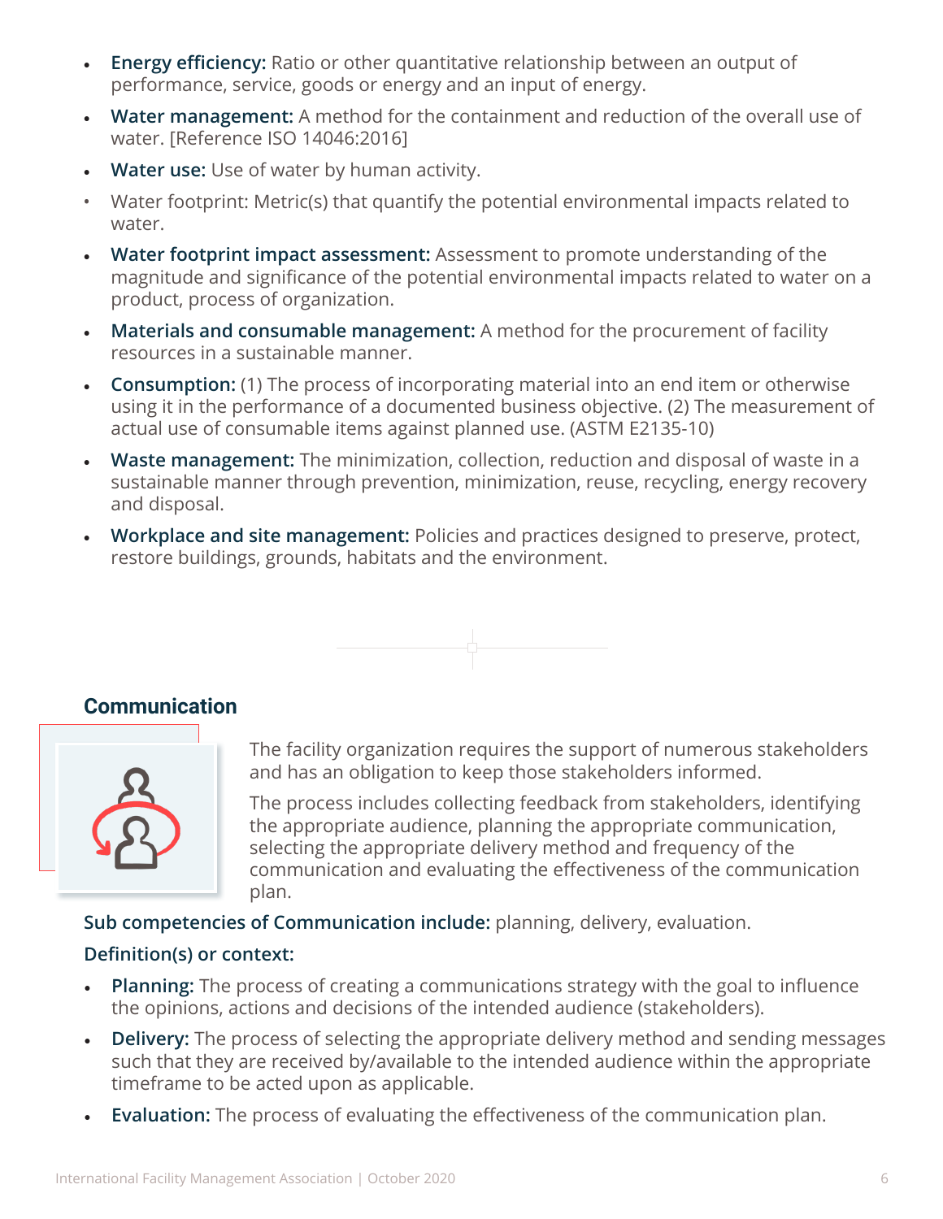- **Energy efficiency:** Ratio or other quantitative relationship between an output of performance, service, goods or energy and an input of energy.
- **Water management:** A method for the containment and reduction of the overall use of water. [Reference ISO 14046:2016]
- **Water use:** Use of water by human activity.
- Water footprint: Metric(s) that quantify the potential environmental impacts related to water.
- **Water footprint impact assessment:** Assessment to promote understanding of the magnitude and significance of the potential environmental impacts related to water on a product, process of organization.
- **Materials and consumable management:** A method for the procurement of facility resources in a sustainable manner.
- **Consumption:** (1) The process of incorporating material into an end item or otherwise using it in the performance of a documented business objective. (2) The measurement of actual use of consumable items against planned use. (ASTM E2135-10)
- **Waste management:** The minimization, collection, reduction and disposal of waste in a sustainable manner through prevention, minimization, reuse, recycling, energy recovery and disposal.
- **Workplace and site management:** Policies and practices designed to preserve, protect, restore buildings, grounds, habitats and the environment.

## Communication

The facility organization requires the support of numerous stakeholders and has an obligation to keep those stakeholders informed.

The process includes collecting feedback from stakeholders, identifying the appropriate audience, planning the appropriate communication, selecting the appropriate delivery method and frequency of the communication and evaluating the effectiveness of the communication plan.

**Sub competencies of Communication include:** planning, delivery, evaluation.

**Definition(s) or context:**

- **Planning:** The process of creating a communications strategy with the goal to influence the opinions, actions and decisions of the intended audience (stakeholders).
- **Delivery:** The process of selecting the appropriate delivery method and sending messages such that they are received by/available to the intended audience within the appropriate timeframe to be acted upon as applicable.
- **Evaluation:** The process of evaluating the effectiveness of the communication plan.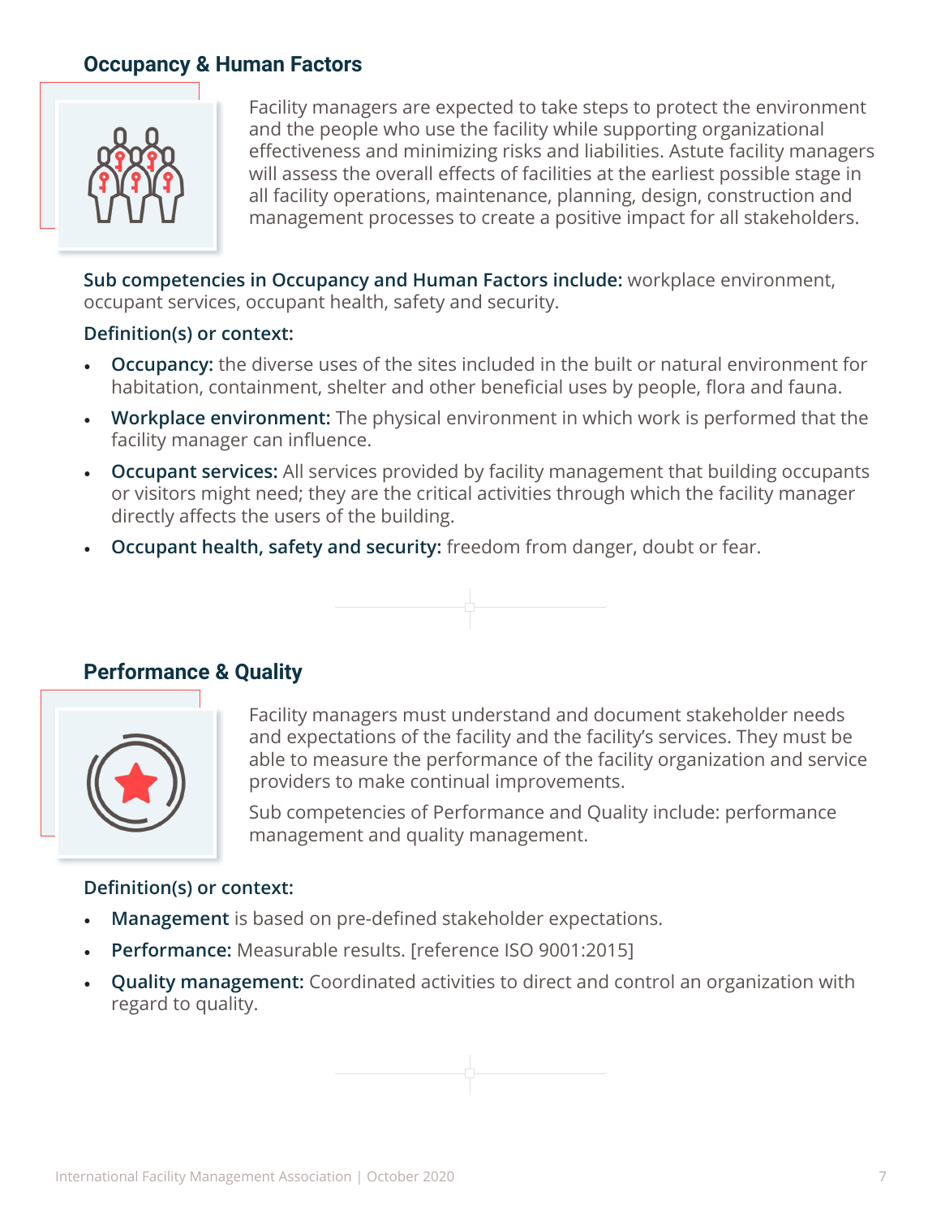## Occupancy & Human Factors

Facility managers are expected to take steps to protect the environment and the people who use the facility while supporting organizational effectiveness and minimizing risks and liabilities. Astute facility managers will assess the overall effects of facilities at the earliest possible stage in all facility operations, maintenance, planning, design, construction and management processes to create a positive impact for all stakeholders.

**Sub competencies in Occupancy and Human Factors include:** workplace environment, occupant services, occupant health, safety and security.

**Definition(s) or context:**

- **Occupancy:** the diverse uses of the sites included in the built or natural environment for habitation, containment, shelter and other beneficial uses by people, flora and fauna.
- **Workplace environment:** The physical environment in which work is performed that the facility manager can influence.
- **Occupant services:** All services provided by facility management that building occupants or visitors might need; they are the critical activities through which the facility manager directly affects the users of the building.
- **Occupant health, safety and security:** freedom from danger, doubt or fear.

## Performance & Quality

Facility managers must understand and document stakeholder needs and expectations of the facility and the facility's services. They must be able to measure the performance of the facility organization and service providers to make continual improvements.

Sub competencies of Performance and Quality include: performance management and quality management.

**Definition(s) or context:**

- **Management** is based on pre-defined stakeholder expectations.
- **Performance:** Measurable results. [reference ISO 9001:2015]
- **Quality management:** Coordinated activities to direct and control an organization with regard to quality.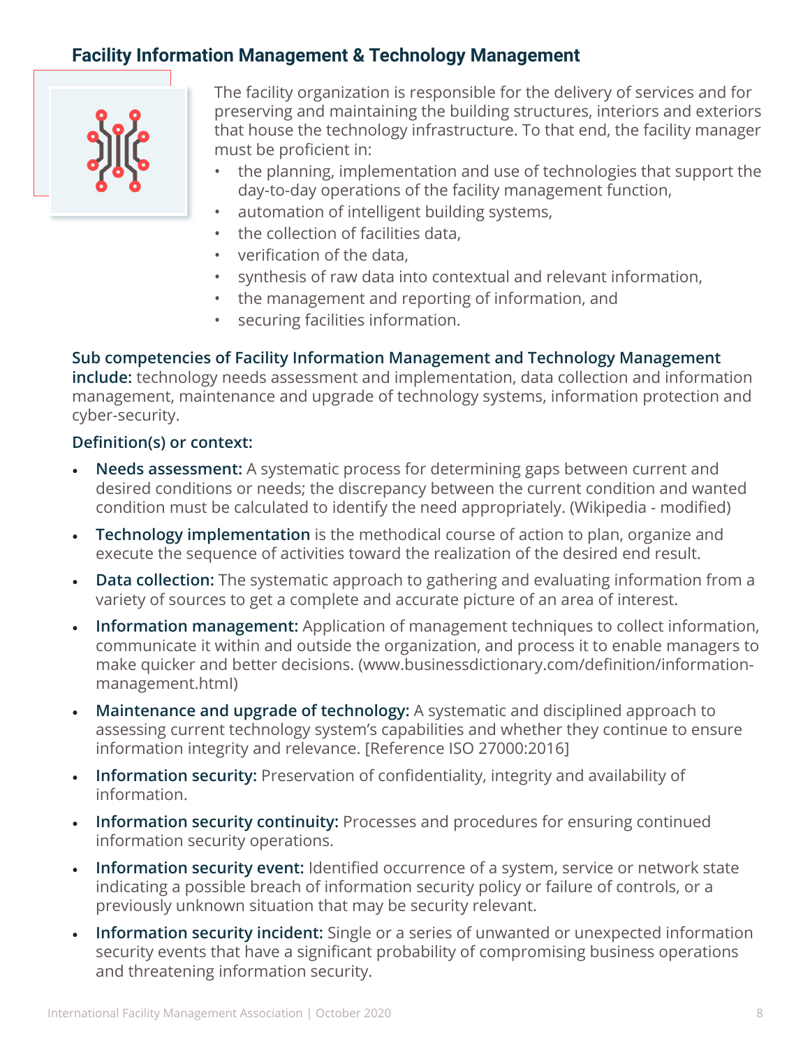## Facility Information Management & Technology Management

The facility organization is responsible for the delivery of services and for preserving and maintaining the building structures, interiors and exteriors that house the technology infrastructure. To that end, the facility manager must be proficient in:

- the planning, implementation and use of technologies that support the day-to-day operations of the facility management function,
- automation of intelligent building systems,
- the collection of facilities data,
- verification of the data,
- synthesis of raw data into contextual and relevant information,
- the management and reporting of information, and
- securing facilities information.

**Sub competencies of Facility Information Management and Technology Management include:** technology needs assessment and implementation, data collection and information management, maintenance and upgrade of technology systems, information protection and cyber-security.

**Definition(s) or context:**

- **Needs assessment:** A systematic process for determining gaps between current and desired conditions or needs; the discrepancy between the current condition and wanted condition must be calculated to identify the need appropriately. (Wikipedia - modified)
- **Technology implementation** is the methodical course of action to plan, organize and execute the sequence of activities toward the realization of the desired end result.
- **Data collection:** The systematic approach to gathering and evaluating information from a variety of sources to get a complete and accurate picture of an area of interest.
- **Information management:** Application of management techniques to collect information, communicate it within and outside the organization, and process it to enable managers to make quicker and better decisions. (www.businessdictionary.com/definition/information-management.html)
- **Maintenance and upgrade of technology:** A systematic and disciplined approach to assessing current technology system's capabilities and whether they continue to ensure information integrity and relevance. [Reference ISO 27000:2016]
- **Information security:** Preservation of confidentiality, integrity and availability of information.
- **Information security continuity:** Processes and procedures for ensuring continued information security operations.
- **Information security event:** Identified occurrence of a system, service or network state indicating a possible breach of information security policy or failure of controls, or a previously unknown situation that may be security relevant.
- **Information security incident:** Single or a series of unwanted or unexpected information security events that have a significant probability of compromising business operations and threatening information security.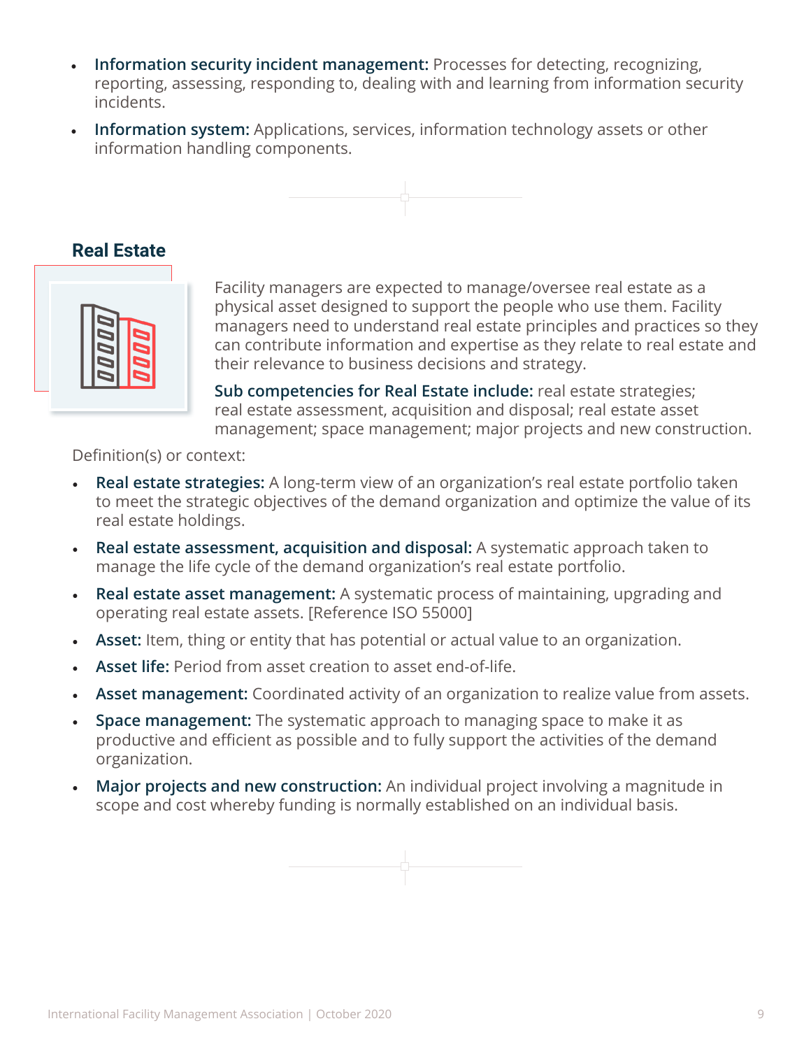- **Information security incident management:** Processes for detecting, recognizing, reporting, assessing, responding to, dealing with and learning from information security incidents.
- **Information system:** Applications, services, information technology assets or other information handling components.

## Real Estate

Facility managers are expected to manage/oversee real estate as a physical asset designed to support the people who use them. Facility managers need to understand real estate principles and practices so they can contribute information and expertise as they relate to real estate and their relevance to business decisions and strategy.

**Sub competencies for Real Estate include:** real estate strategies; real estate assessment, acquisition and disposal; real estate asset management; space management; major projects and new construction.

Definition(s) or context:

- **Real estate strategies:** A long-term view of an organization's real estate portfolio taken to meet the strategic objectives of the demand organization and optimize the value of its real estate holdings.
- **Real estate assessment, acquisition and disposal:** A systematic approach taken to manage the life cycle of the demand organization's real estate portfolio.
- **Real estate asset management:** A systematic process of maintaining, upgrading and operating real estate assets. [Reference ISO 55000]
- **Asset:** Item, thing or entity that has potential or actual value to an organization.
- **Asset life:** Period from asset creation to asset end-of-life.
- **Asset management:** Coordinated activity of an organization to realize value from assets.
- **Space management:** The systematic approach to managing space to make it as productive and efficient as possible and to fully support the activities of the demand organization.
- **Major projects and new construction:** An individual project involving a magnitude in scope and cost whereby funding is normally established on an individual basis.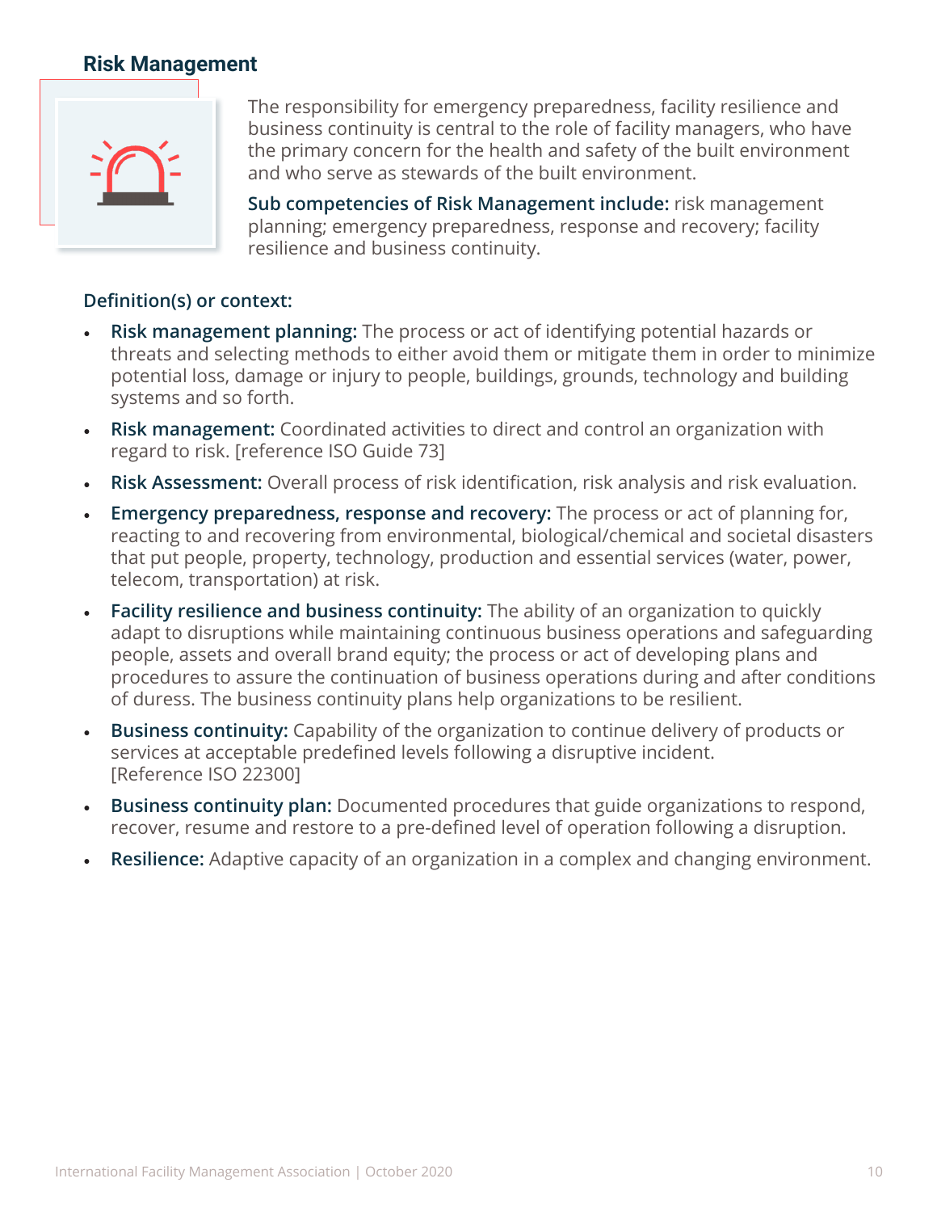## Risk Management

The responsibility for emergency preparedness, facility resilience and business continuity is central to the role of facility managers, who have the primary concern for the health and safety of the built environment and who serve as stewards of the built environment.

**Sub competencies of Risk Management include:** risk management planning; emergency preparedness, response and recovery; facility resilience and business continuity.

### Definition(s) or context:

- **Risk management planning:** The process or act of identifying potential hazards or threats and selecting methods to either avoid them or mitigate them in order to minimize potential loss, damage or injury to people, buildings, grounds, technology and building systems and so forth.
- **Risk management:** Coordinated activities to direct and control an organization with regard to risk. [reference ISO Guide 73]
- **Risk Assessment:** Overall process of risk identification, risk analysis and risk evaluation.
- **Emergency preparedness, response and recovery:** The process or act of planning for, reacting to and recovering from environmental, biological/chemical and societal disasters that put people, property, technology, production and essential services (water, power, telecom, transportation) at risk.
- **Facility resilience and business continuity:** The ability of an organization to quickly adapt to disruptions while maintaining continuous business operations and safeguarding people, assets and overall brand equity; the process or act of developing plans and procedures to assure the continuation of business operations during and after conditions of duress. The business continuity plans help organizations to be resilient.
- **Business continuity:** Capability of the organization to continue delivery of products or services at acceptable predefined levels following a disruptive incident. [Reference ISO 22300]
- **Business continuity plan:** Documented procedures that guide organizations to respond, recover, resume and restore to a pre-defined level of operation following a disruption.
- **Resilience:** Adaptive capacity of an organization in a complex and changing environment.